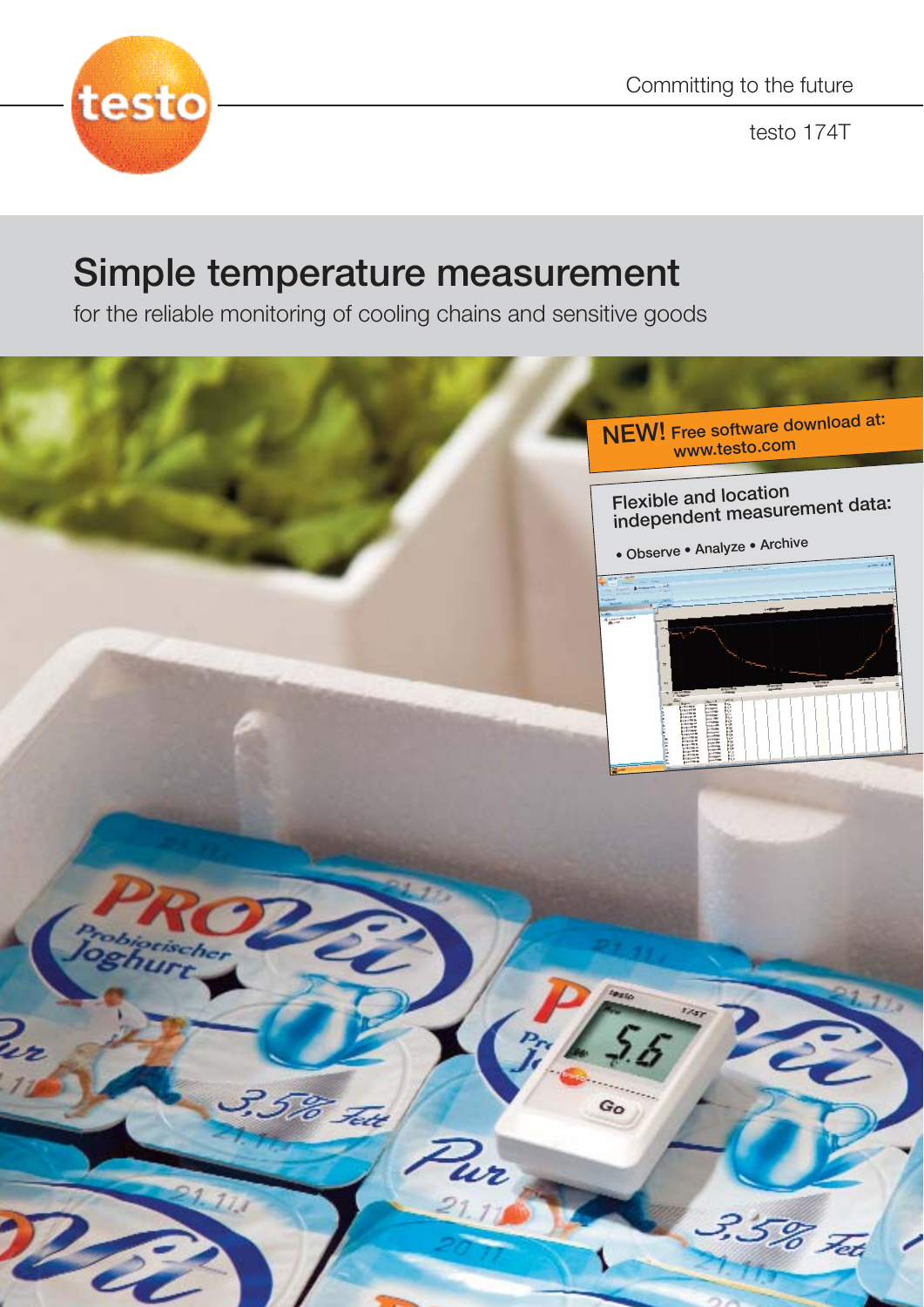Committing to the future

testo 174T

# Simple temperature measurement

for the reliable monitoring of cooling chains and sensitive goods

**NEW!** Free software download at: www.testo.com

Flexible and location independent measurement data:

• Observe • Analyze • Archive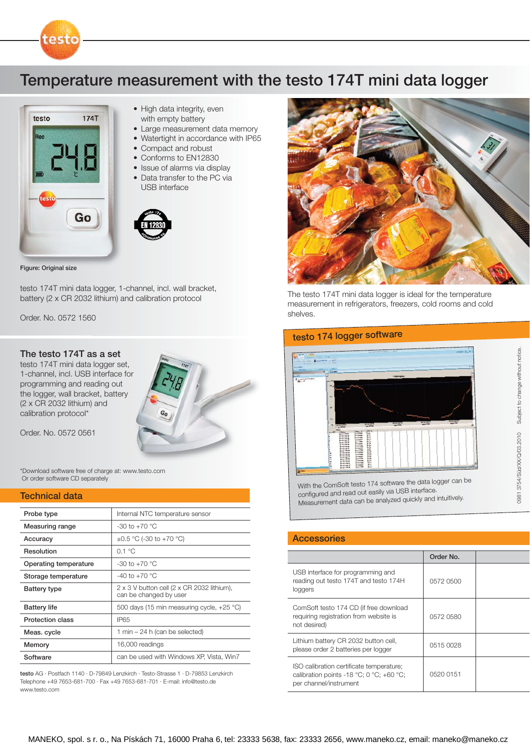# Temperature measurement with the testo 174T mini data logger

- High data integrity, even with empty battery
- Large measurement data memory
- Watertight in accordance with IP65
- Compact and robust
- Conforms to EN12830
- Issue of alarms via display
- Data transfer to the PC via USB interface

Figure: Original size

testo 174T mini data logger, 1-channel, incl. wall bracket, battery (2 x CR 2032 lithium) and calibration protocol

Order. No. 0572 1560

The testo 174T mini data logger is ideal for the temperature measurement in refrigerators, freezers, cold rooms and cold shelves.

## The testo 174T as a set

testo 174T mini data logger set, 1-channel, incl. USB interface for programming and reading out the logger, wall bracket, battery (2 x CR 2032 lithium) and calibration protocol*

Order. No. 0572 0561

*Download software free of charge at: www.testo.com
Or order software CD separately

## testo 174 logger software

With the ComSoft testo 174 software the data logger can be configured and read out easily via USB interface. Measurement data can be analyzed quickly and intuitively.

## Technical data

| | |
|---|---|
| **Probe type** | Internal NTC temperature sensor |
| **Measuring range** | -30 to +70 °C |
| **Accuracy** | ±0.5 °C (-30 to +70 °C) |
| **Resolution** | 0.1 °C |
| **Operating temperature** | -30 to +70 °C |
| **Storage temperature** | -40 to +70 °C |
| **Battery type** | 2 x 3 V button cell (2 x CR 2032 lithium), can be changed by user |
| **Battery life** | 500 days (15 min measuring cycle, +25 °C) |
| **Protection class** | IP65 |
| **Meas. cycle** | 1 min – 24 h (can be selected) |
| **Memory** | 16,000 readings |
| **Software** | can be used with Windows XP, Vista, Win7 |

## Accessories

| | Order No. |
|---|---|
| USB interface for programming and reading out testo 174T and testo 174H loggers | 0572 0500 |
| ComSoft testo 174 CD (if free download requiring registration from website is not desired) | 0572 0580 |
| Lithium battery CR 2032 button cell, please order 2 batteries per logger | 0515 0028 |
| ISO calibration certificate temperature; calibration points -18 °C; 0 °C; +60 °C; per channel/instrument | 0520 0151 |

0981 3754/Süd/XX/Q/03.2010 Subject to change without notice.

**testo** AG · Postfach 1140 · D-79849 Lenzkirch · Testo-Strasse 1 · D-79853 Lenzkirch
Telephone +49 7653-681-700 · Fax +49 7653-681-701 · E-mail: info@testo.de
www.testo.com

MANEKO, spol. s r. o., Na Pískách 71, 16000 Praha 6, tel: 23333 5638, fax: 23333 2656, www.maneko.cz, email: maneko@maneko.cz